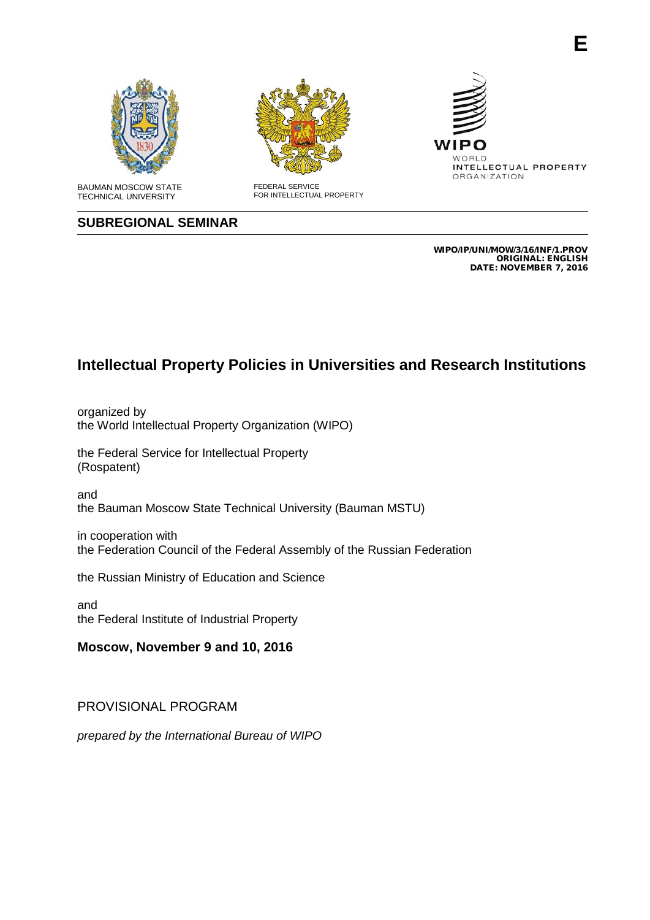E

BAUMAN MOSCOW STATE TECHNICAL UNIVERSITY

FEDERAL SERVICE FOR INTELLECTUAL PROPERTY

WIPO WORLD INTELLECTUAL PROPERTY ORGANIZATION

## SUBREGIONAL SEMINAR

**WIPO/IP/UNI/MOW/3/16/INF/1.PROV**
**ORIGINAL: ENGLISH**
**DATE: NOVEMBER 7, 2016**

# Intellectual Property Policies in Universities and Research Institutions

organized by
the World Intellectual Property Organization (WIPO)

the Federal Service for Intellectual Property (Rospatent)

and
the Bauman Moscow State Technical University (Bauman MSTU)

in cooperation with
the Federation Council of the Federal Assembly of the Russian Federation

the Russian Ministry of Education and Science

and
the Federal Institute of Industrial Property

**Moscow, November 9 and 10, 2016**

PROVISIONAL PROGRAM

*prepared by the International Bureau of WIPO*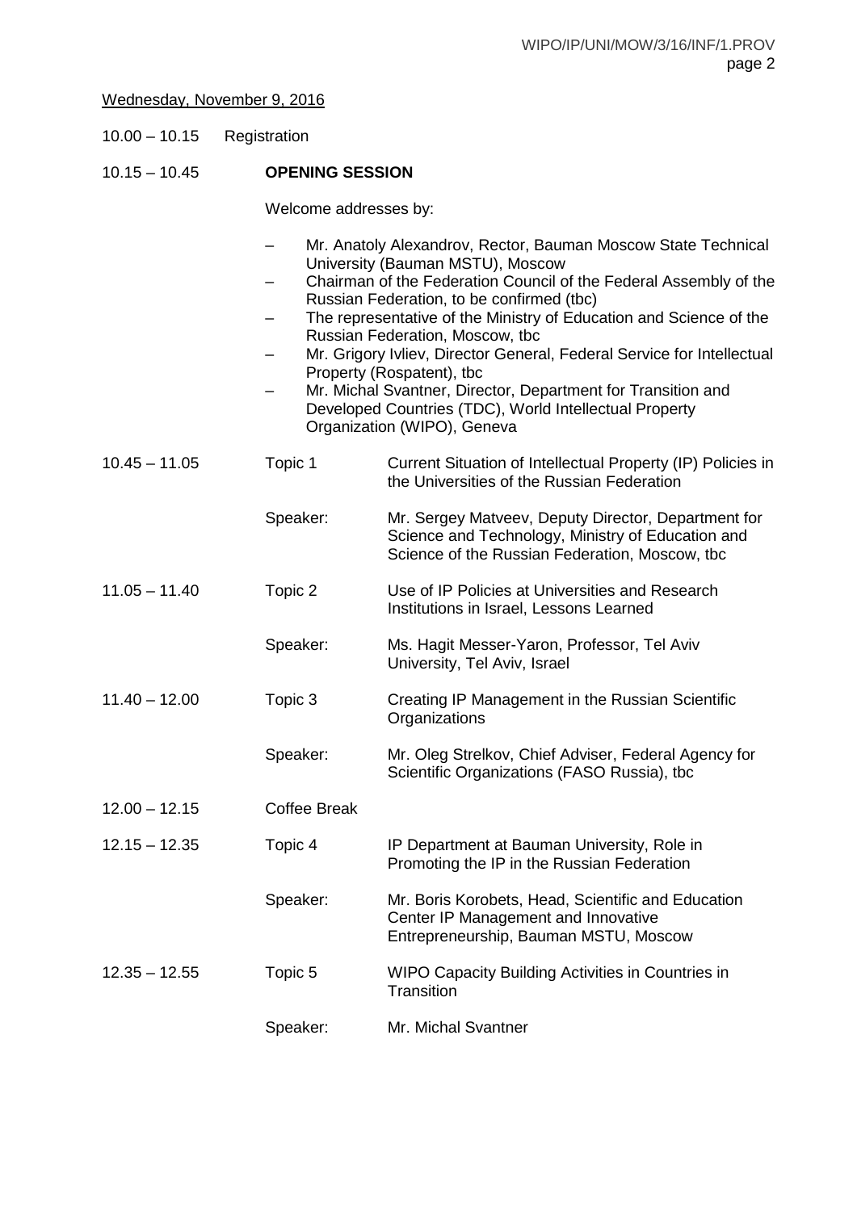Wednesday, November 9, 2016

10.00 – 10.15 Registration

10.15 – 10.45 **OPENING SESSION**

Welcome addresses by:

- Mr. Anatoly Alexandrov, Rector, Bauman Moscow State Technical University (Bauman MSTU), Moscow
- Chairman of the Federation Council of the Federal Assembly of the Russian Federation, to be confirmed (tbc)
- The representative of the Ministry of Education and Science of the Russian Federation, Moscow, tbc
- Mr. Grigory Ivliev, Director General, Federal Service for Intellectual Property (Rospatent), tbc
- Mr. Michal Svantner, Director, Department for Transition and Developed Countries (TDC), World Intellectual Property Organization (WIPO), Geneva

10.45 – 11.05 Topic 1: Current Situation of Intellectual Property (IP) Policies in the Universities of the Russian Federation

Speaker: Mr. Sergey Matveev, Deputy Director, Department for Science and Technology, Ministry of Education and Science of the Russian Federation, Moscow, tbc

11.05 – 11.40 Topic 2: Use of IP Policies at Universities and Research Institutions in Israel, Lessons Learned

Speaker: Ms. Hagit Messer-Yaron, Professor, Tel Aviv University, Tel Aviv, Israel

11.40 – 12.00 Topic 3: Creating IP Management in the Russian Scientific Organizations

Speaker: Mr. Oleg Strelkov, Chief Adviser, Federal Agency for Scientific Organizations (FASO Russia), tbc

12.00 – 12.15 Coffee Break

12.15 – 12.35 Topic 4: IP Department at Bauman University, Role in Promoting the IP in the Russian Federation

Speaker: Mr. Boris Korobets, Head, Scientific and Education Center IP Management and Innovative Entrepreneurship, Bauman MSTU, Moscow

12.35 – 12.55 Topic 5: WIPO Capacity Building Activities in Countries in Transition

Speaker: Mr. Michal Svantner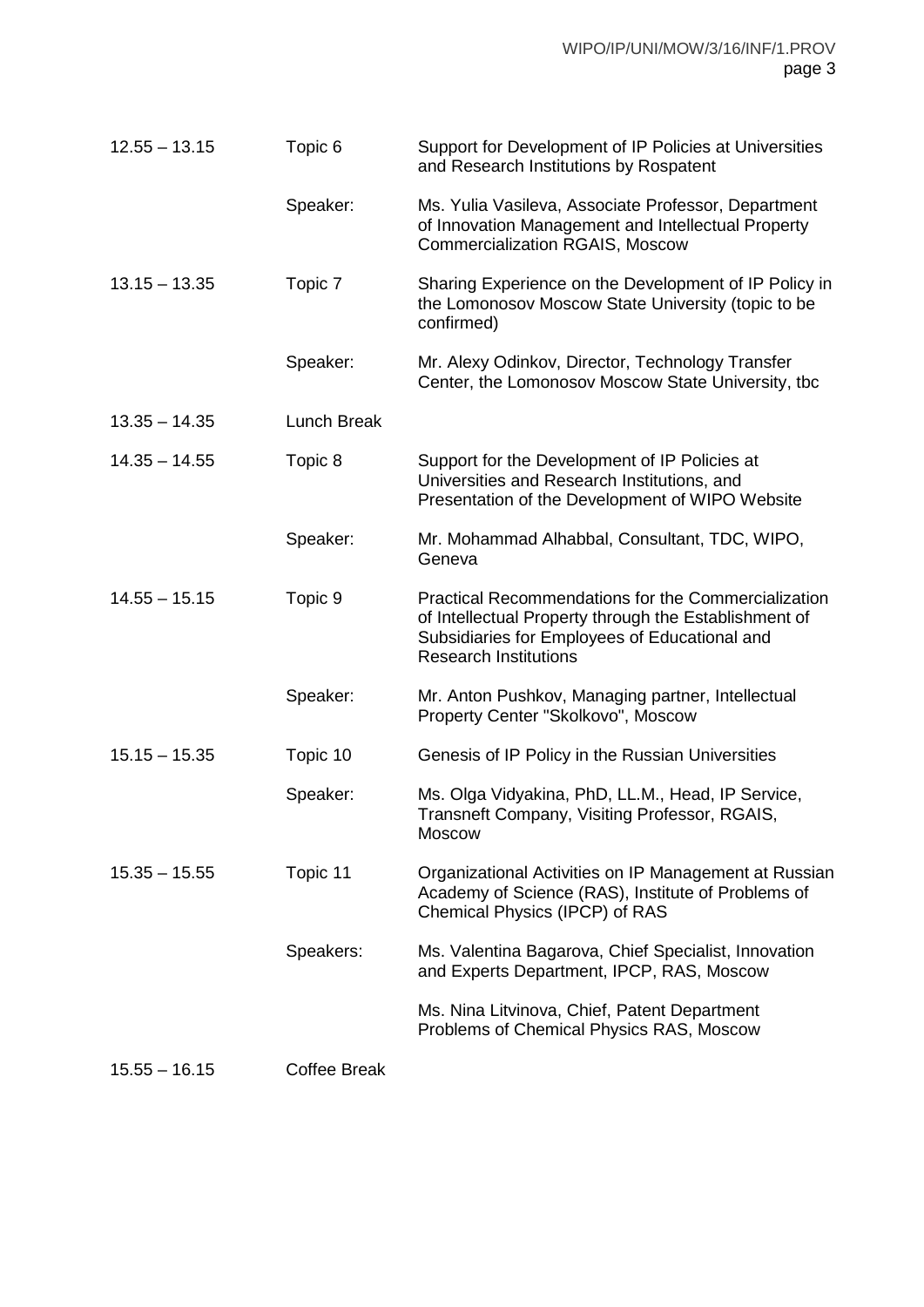| | | |
|---|---|---|
| 12.55 – 13.15 | Topic 6 | Support for Development of IP Policies at Universities and Research Institutions by Rospatent |
| | Speaker: | Ms. Yulia Vasileva, Associate Professor, Department of Innovation Management and Intellectual Property Commercialization RGAIS, Moscow |
| 13.15 – 13.35 | Topic 7 | Sharing Experience on the Development of IP Policy in the Lomonosov Moscow State University (topic to be confirmed) |
| | Speaker: | Mr. Alexy Odinkov, Director, Technology Transfer Center, the Lomonosov Moscow State University, tbc |
| 13.35 – 14.35 | Lunch Break | |
| 14.35 – 14.55 | Topic 8 | Support for the Development of IP Policies at Universities and Research Institutions, and Presentation of the Development of WIPO Website |
| | Speaker: | Mr. Mohammad Alhabbal, Consultant, TDC, WIPO, Geneva |
| 14.55 – 15.15 | Topic 9 | Practical Recommendations for the Commercialization of Intellectual Property through the Establishment of Subsidiaries for Employees of Educational and Research Institutions |
| | Speaker: | Mr. Anton Pushkov, Managing partner, Intellectual Property Center "Skolkovo", Moscow |
| 15.15 – 15.35 | Topic 10 | Genesis of IP Policy in the Russian Universities |
| | Speaker: | Ms. Olga Vidyakina, PhD, LL.M., Head, IP Service, Transneft Company, Visiting Professor, RGAIS, Moscow |
| 15.35 – 15.55 | Topic 11 | Organizational Activities on IP Management at Russian Academy of Science (RAS), Institute of Problems of Chemical Physics (IPCP) of RAS |
| | Speakers: | Ms. Valentina Bagarova, Chief Specialist, Innovation and Experts Department, IPCP, RAS, Moscow |
| | | Ms. Nina Litvinova, Chief, Patent Department Problems of Chemical Physics RAS, Moscow |
| 15.55 – 16.15 | Coffee Break | |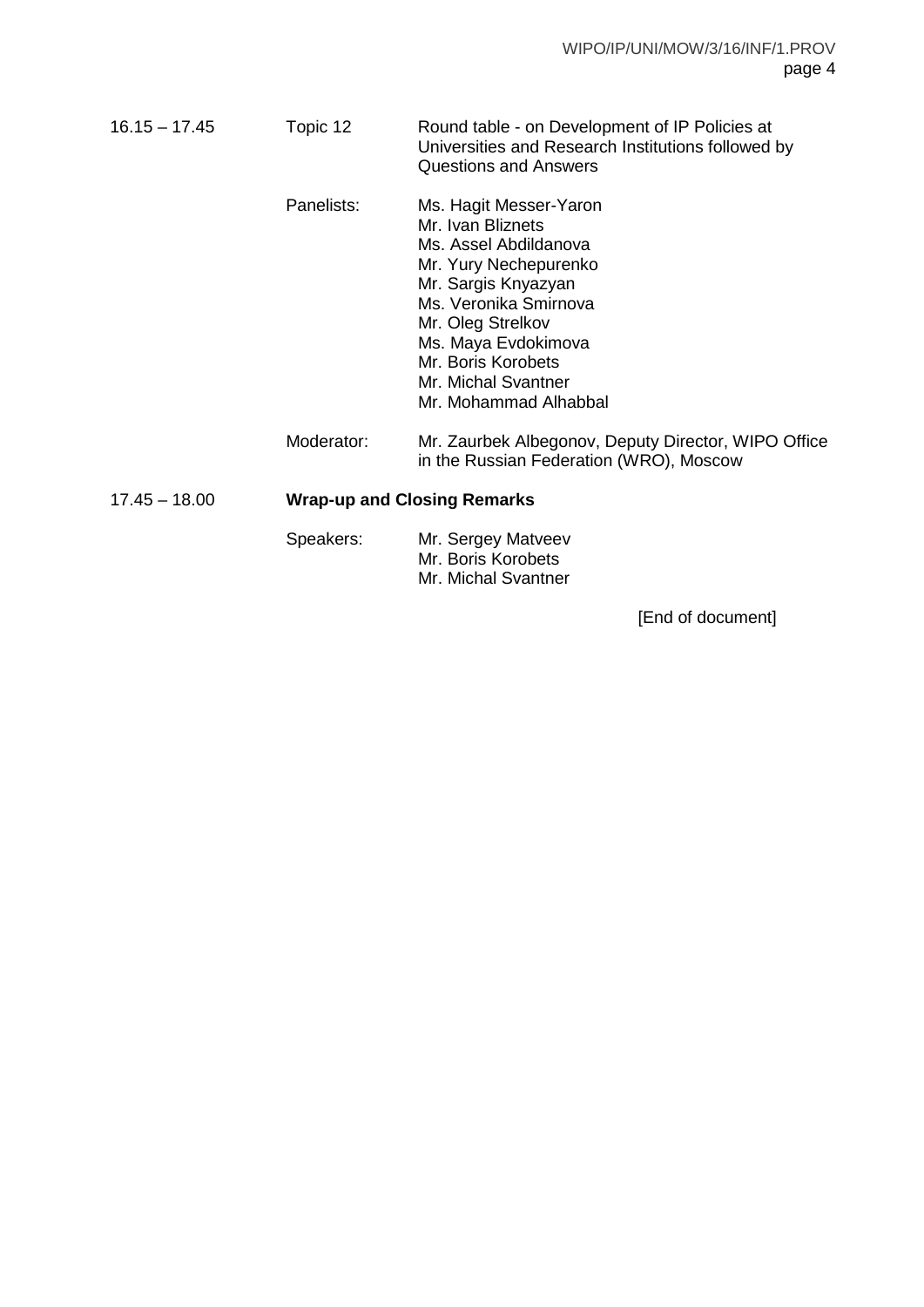| | | |
|---|---|---|
| 16.15 – 17.45 | Topic 12 | Round table - on Development of IP Policies at Universities and Research Institutions followed by Questions and Answers |
| | Panelists: | Ms. Hagit Messer-Yaron<br>Mr. Ivan Bliznets<br>Ms. Assel Abdildanova<br>Mr. Yury Nechepurenko<br>Mr. Sargis Knyazyan<br>Ms. Veronika Smirnova<br>Mr. Oleg Strelkov<br>Ms. Maya Evdokimova<br>Mr. Boris Korobets<br>Mr. Michal Svantner<br>Mr. Mohammad Alhabbal |
| | Moderator: | Mr. Zaurbek Albegonov, Deputy Director, WIPO Office in the Russian Federation (WRO), Moscow |
| 17.45 – 18.00 | **Wrap-up and Closing Remarks** | |
| | Speakers: | Mr. Sergey Matveev<br>Mr. Boris Korobets<br>Mr. Michal Svantner |

[End of document]